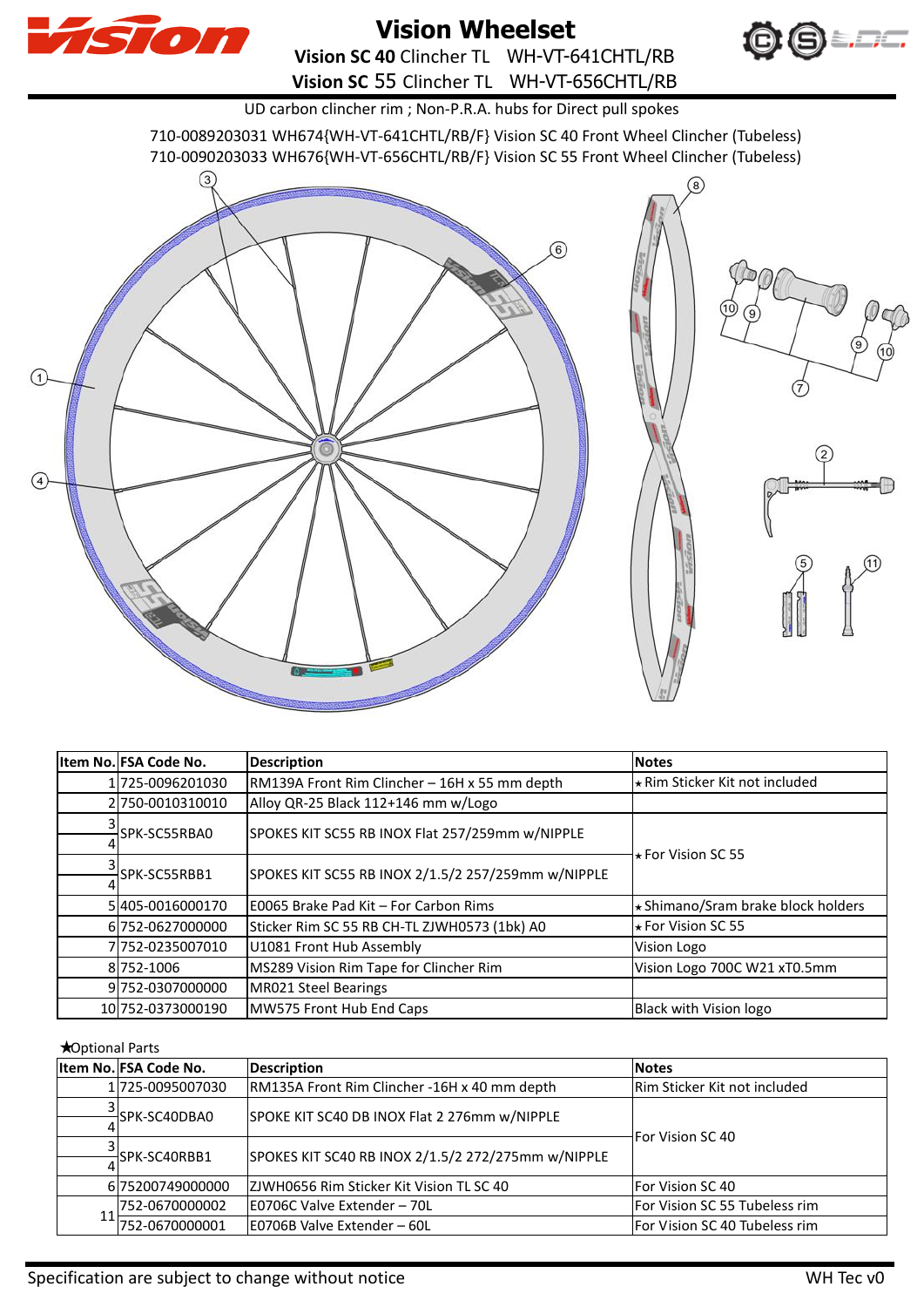# Vision Wheelset

**Vision SC 40** Clincher TL WH-VT-641CHTL/RB

**Vision SC** 55 Clincher TL WH-VT-656CHTL/RB

UD carbon clincher rim ; Non-P.R.A. hubs for Direct pull spokes

710-0089203031 WH674{WH-VT-641CHTL/RB/F} Vision SC 40 Front Wheel Clincher (Tubeless)
710-0090203033 WH676{WH-VT-656CHTL/RB/F} Vision SC 55 Front Wheel Clincher (Tubeless)

| Item No. | FSA Code No. | Description | Notes |
|---|---|---|---|
| 1 | 725-0096201030 | RM139A Front Rim Clincher – 16H x 55 mm depth | ★Rim Sticker Kit not included |
| 2 | 750-0010310010 | Alloy QR-25 Black 112+146 mm w/Logo | |
| 3 | SPK-SC55RBA0 | SPOKES KIT SC55 RB INOX Flat 257/259mm w/NIPPLE | ★For Vision SC 55 |
| 4 | | | |
| 3 | SPK-SC55RBB1 | SPOKES KIT SC55 RB INOX 2/1.5/2 257/259mm w/NIPPLE | |
| 4 | | | |
| 5 | 405-0016000170 | E0065 Brake Pad Kit – For Carbon Rims | ★Shimano/Sram brake block holders |
| 6 | 752-0627000000 | Sticker Rim SC 55 RB CH-TL ZJWH0573 (1bk) A0 | ★For Vision SC 55 |
| 7 | 752-0235007010 | U1081 Front Hub Assembly | Vision Logo |
| 8 | 752-1006 | MS289 Vision Rim Tape for Clincher Rim | Vision Logo 700C W21 xT0.5mm |
| 9 | 752-0307000000 | MR021 Steel Bearings | |
| 10 | 752-0373000190 | MW575 Front Hub End Caps | Black with Vision logo |

★Optional Parts

| Item No. | FSA Code No. | Description | Notes |
|---|---|---|---|
| 1 | 725-0095007030 | RM135A Front Rim Clincher -16H x 40 mm depth | Rim Sticker Kit not included |
| 3 | SPK-SC40DBA0 | SPOKE KIT SC40 DB INOX Flat 2 276mm w/NIPPLE | For Vision SC 40 |
| 4 | | | |
| 3 | SPK-SC40RBB1 | SPOKES KIT SC40 RB INOX 2/1.5/2 272/275mm w/NIPPLE | |
| 4 | | | |
| 6 | 75200749000000 | ZJWH0656 Rim Sticker Kit Vision TL SC 40 | For Vision SC 40 |
| 11 | 752-0670000002 | E0706C Valve Extender – 70L | For Vision SC 55 Tubeless rim |
| | 752-0670000001 | E0706B Valve Extender – 60L | For Vision SC 40 Tubeless rim |

Specification are subject to change without notice

WH Tec v0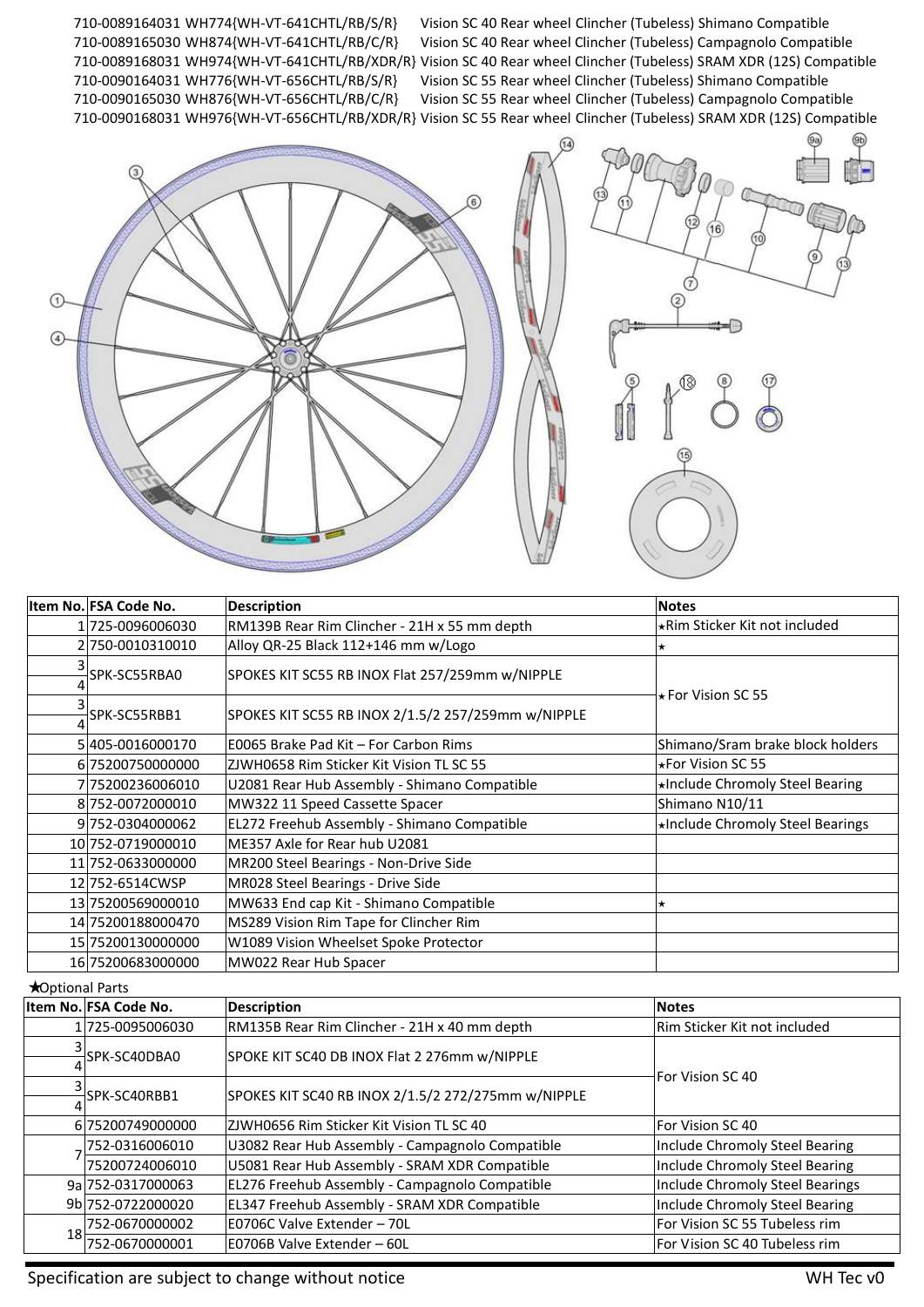710-0089164031 WH774{WH-VT-641CHTL/RB/S/R} Vision SC 40 Rear wheel Clincher (Tubeless) Shimano Compatible
710-0089165030 WH874{WH-VT-641CHTL/RB/C/R} Vision SC 40 Rear wheel Clincher (Tubeless) Campagnolo Compatible
710-0089168031 WH974{WH-VT-641CHTL/RB/XDR/R} Vision SC 40 Rear wheel Clincher (Tubeless) SRAM XDR (12S) Compatible
710-0090164031 WH776{WH-VT-656CHTL/RB/S/R} Vision SC 55 Rear wheel Clincher (Tubeless) Shimano Compatible
710-0090165030 WH876{WH-VT-656CHTL/RB/C/R} Vision SC 55 Rear wheel Clincher (Tubeless) Campagnolo Compatible
710-0090168031 WH976{WH-VT-656CHTL/RB/XDR/R} Vision SC 55 Rear wheel Clincher (Tubeless) SRAM XDR (12S) Compatible

| Item No. | FSA Code No. | Description | Notes |
|---|---|---|---|
| 1 | 725-0096006030 | RM139B Rear Rim Clincher - 21H x 55 mm depth | ★Rim Sticker Kit not included |
| 2 | 750-0010310010 | Alloy QR-25 Black 112+146 mm w/Logo | ★ |
| 3, 4 | SPK-SC55RBA0 | SPOKES KIT SC55 RB INOX Flat 257/259mm w/NIPPLE | ★For Vision SC 55 |
| 3, 4 | SPK-SC55RBB1 | SPOKES KIT SC55 RB INOX 2/1.5/2 257/259mm w/NIPPLE | ★For Vision SC 55 |
| 5 | 405-0016000170 | E0065 Brake Pad Kit – For Carbon Rims | Shimano/Sram brake block holders |
| 6 | 75200750000000 | ZJWH0658 Rim Sticker Kit Vision TL SC 55 | ★For Vision SC 55 |
| 7 | 75200236006010 | U2081 Rear Hub Assembly - Shimano Compatible | ★Include Chromoly Steel Bearing |
| 8 | 752-0072000010 | MW322 11 Speed Cassette Spacer | Shimano N10/11 |
| 9 | 752-0304000062 | EL272 Freehub Assembly - Shimano Compatible | ★Include Chromoly Steel Bearings |
| 10 | 752-0719000010 | ME357 Axle for Rear hub U2081 | |
| 11 | 752-0633000000 | MR200 Steel Bearings - Non-Drive Side | |
| 12 | 752-6514CWSP | MR028 Steel Bearings - Drive Side | |
| 13 | 75200569000010 | MW633 End cap Kit - Shimano Compatible | ★ |
| 14 | 75200188000470 | MS289 Vision Rim Tape for Clincher Rim | |
| 15 | 75200130000000 | W1089 Vision Wheelset Spoke Protector | |
| 16 | 75200683000000 | MW022 Rear Hub Spacer | |

★Optional Parts

| Item No. | FSA Code No. | Description | Notes |
|---|---|---|---|
| 1 | 725-0095006030 | RM135B Rear Rim Clincher - 21H x 40 mm depth | Rim Sticker Kit not included |
| 3, 4 | SPK-SC40DBA0 | SPOKE KIT SC40 DB INOX Flat 2 276mm w/NIPPLE | For Vision SC 40 |
| 3, 4 | SPK-SC40RBB1 | SPOKES KIT SC40 RB INOX 2/1.5/2 272/275mm w/NIPPLE | For Vision SC 40 |
| 6 | 75200749000000 | ZJWH0656 Rim Sticker Kit Vision TL SC 40 | For Vision SC 40 |
| 7 | 752-0316006010 | U3082 Rear Hub Assembly - Campagnolo Compatible | Include Chromoly Steel Bearing |
| 7 | 75200724006010 | U5081 Rear Hub Assembly - SRAM XDR Compatible | Include Chromoly Steel Bearing |
| 9a | 752-0317000063 | EL276 Freehub Assembly - Campagnolo Compatible | Include Chromoly Steel Bearings |
| 9b | 752-0722000020 | EL347 Freehub Assembly - SRAM XDR Compatible | Include Chromoly Steel Bearing |
| 18 | 752-0670000002 | E0706C Valve Extender – 70L | For Vision SC 55 Tubeless rim |
| 18 | 752-0670000001 | E0706B Valve Extender – 60L | For Vision SC 40 Tubeless rim |

Specification are subject to change without notice

WH Tec v0